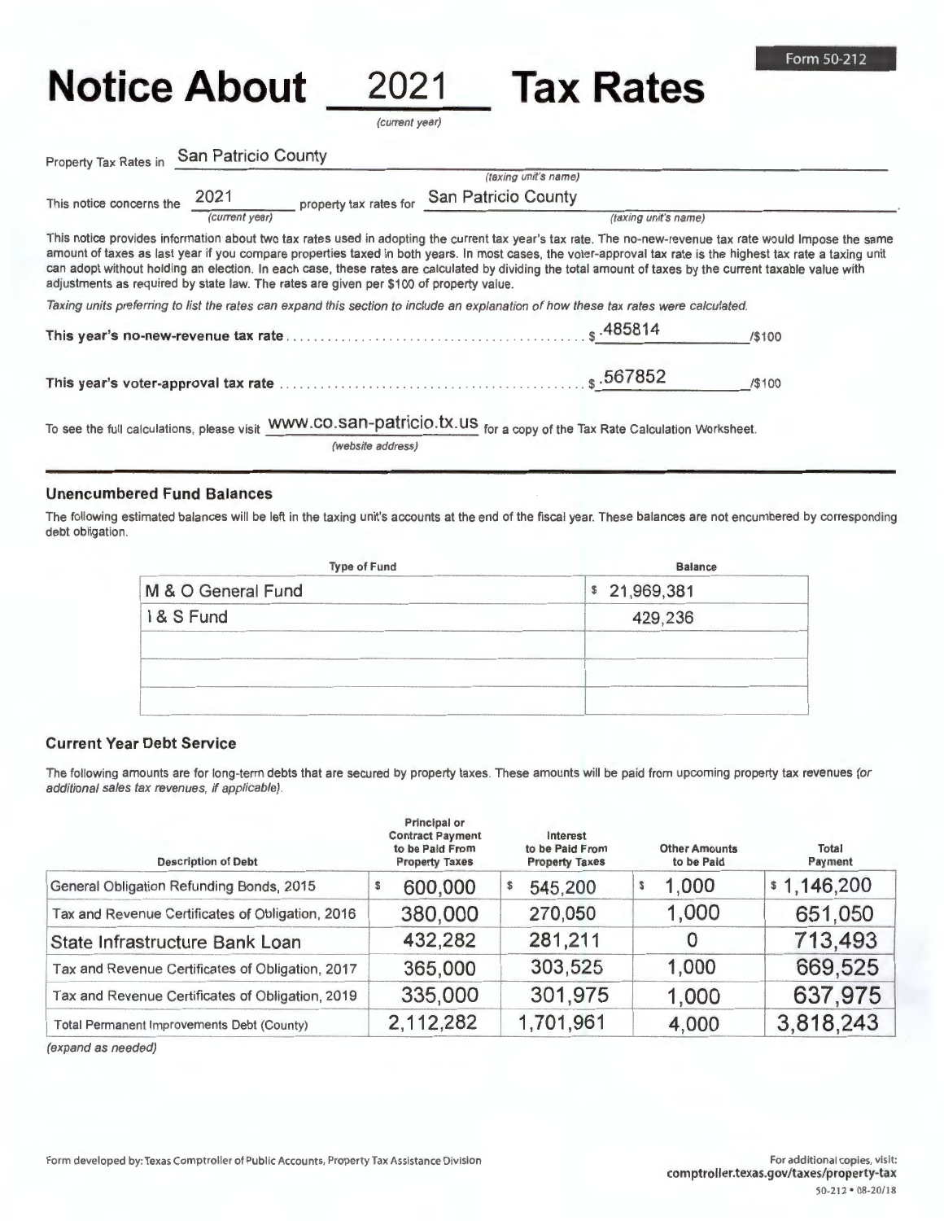Form 50-212

# Notice About 2021 Tax Rates

*(current year)*

Property Tax Rates in San Patricio County
*(taxing unit's name)*

This notice concerns the 2021 *(current year)* property tax rates for San Patricio County *(taxing unit's name)*.

This notice provides information about two tax rates used in adopting the current tax year's tax rate. The no-new-revenue tax rate would impose the same amount of taxes as last year if you compare properties taxed in both years. In most cases, the voter-approval tax rate is the highest tax rate a taxing unit can adopt without holding an election. In each case, these rates are calculated by dividing the total amount of taxes by the current taxable value with adjustments as required by state law. The rates are given per $100 of property value.

*Taxing units preferring to list the rates can expand this section to include an explanation of how these tax rates were calculated.*

**This year's no-new-revenue tax rate** .......... $.485814 /$100

**This year's voter-approval tax rate** .......... $.567852 /$100

To see the full calculations, please visit www.co.san-patricio.tx.us *(website address)* for a copy of the Tax Rate Calculation Worksheet.

### Unencumbered Fund Balances

The following estimated balances will be left in the taxing unit's accounts at the end of the fiscal year. These balances are not encumbered by corresponding debt obligation.

| Type of Fund | Balance |
|---|---|
| M & O General Fund | $ 21,969,381 |
| I & S Fund | 429,236 |
| | |
| | |
| | |

### Current Year Debt Service

The following amounts are for long-term debts that are secured by property taxes. These amounts will be paid from upcoming property tax revenues *(or additional sales tax revenues, if applicable)*.

| Description of Debt | Principal or Contract Payment to be Paid From Property Taxes | Interest to be Paid From Property Taxes | Other Amounts to be Paid | Total Payment |
|---|---|---|---|---|
| General Obligation Refunding Bonds, 2015 | $ 600,000 | $ 545,200 | $ 1,000 | $ 1,146,200 |
| Tax and Revenue Certificates of Obligation, 2016 | 380,000 | 270,050 | 1,000 | 651,050 |
| State Infrastructure Bank Loan | 432,282 | 281,211 | 0 | 713,493 |
| Tax and Revenue Certificates of Obligation, 2017 | 365,000 | 303,525 | 1,000 | 669,525 |
| Tax and Revenue Certificates of Obligation, 2019 | 335,000 | 301,975 | 1,000 | 637,975 |
| Total Permanent Improvements Debt (County) | 2,112,282 | 1,701,961 | 4,000 | 3,818,243 |

*(expand as needed)*

Form developed by: Texas Comptroller of Public Accounts, Property Tax Assistance Division

For additional copies, visit: **comptroller.texas.gov/taxes/property-tax**

50-212 • 08-20/18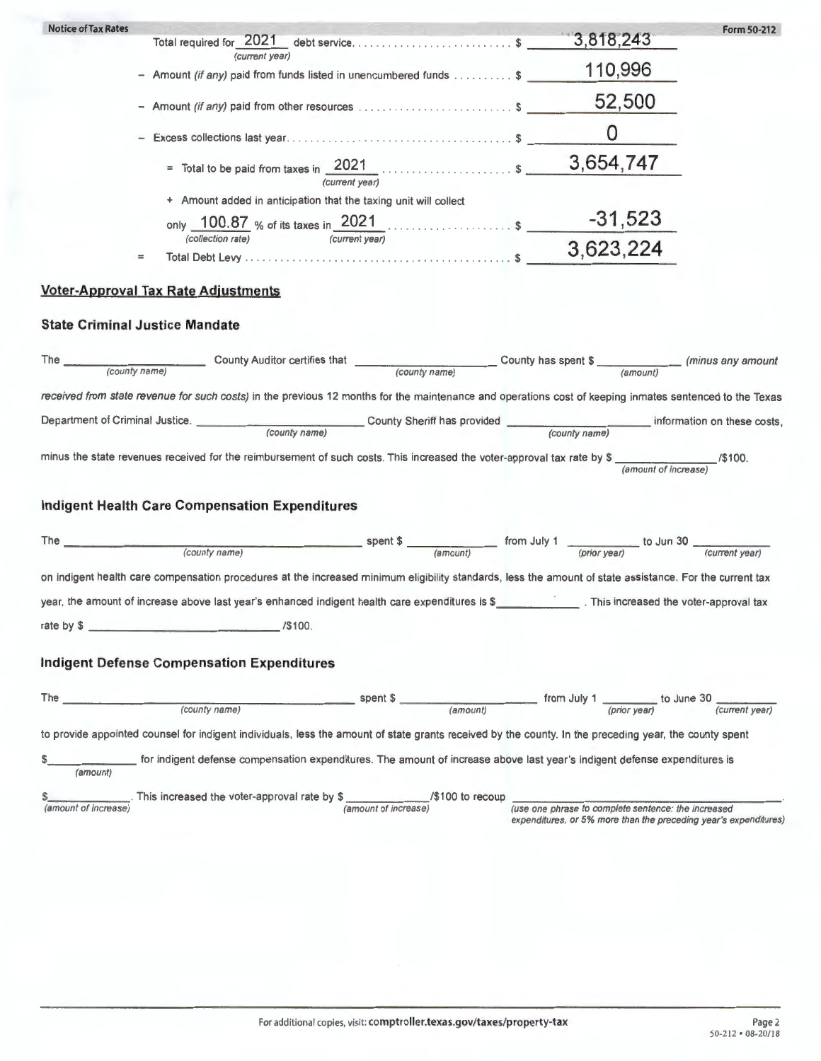Total required for 2021 *(current year)* debt service. . . . . . . . . . . . . . . . . . . . . . . . . . $ 3,818,243

– Amount *(if any)* paid from funds listed in unencumbered funds . . . . . . . . . . $ 110,996

– Amount *(if any)* paid from other resources . . . . . . . . . . . . . . . . . . . . . . . . . . $ 52,500

– Excess collections last year. . . . . . . . . . . . . . . . . . . . . . . . . . . . . . . . . . . . . . . $ 0

= Total to be paid from taxes in 2021 *(current year)* . . . . . . . . . . . . . . . . . . . . . . $ 3,654,747

\+ Amount added in anticipation that the taxing unit will collect only 100.87 *(collection rate)* % of its taxes in 2021 *(current year)* . . . . . . . . . . . . . . . . . . . . $ -31,523

= Total Debt Levy . . . . . . . . . . . . . . . . . . . . . . . . . . . . . . . . . . . . . . . . . . . . . . . $ 3,623,224

## Voter-Approval Tax Rate Adjustments

### State Criminal Justice Mandate

The ____________ *(county name)* County Auditor certifies that ____________ *(county name)* County has spent $ ____________ *(amount)* *(minus any amount received from state revenue for such costs)* in the previous 12 months for the maintenance and operations cost of keeping inmates sentenced to the Texas Department of Criminal Justice. ____________ *(county name)* County Sheriff has provided ____________ *(county name)* information on these costs, minus the state revenues received for the reimbursement of such costs. This increased the voter-approval tax rate by $ ____________ *(amount of increase)* /$100.

### Indigent Health Care Compensation Expenditures

The ____________ *(county name)* spent $ ____________ *(amount)* from July 1 ____________ *(prior year)* to Jun 30 ____________ *(current year)* on indigent health care compensation procedures at the increased minimum eligibility standards, less the amount of state assistance. For the current tax year, the amount of increase above last year's enhanced indigent health care expenditures is $____________ . This increased the voter-approval tax rate by $ ____________ /$100.

### Indigent Defense Compensation Expenditures

The ____________ *(county name)* spent $ ____________ *(amount)* from July 1 ____________ *(prior year)* to June 30 ____________ *(current year)* to provide appointed counsel for indigent individuals, less the amount of state grants received by the county. In the preceding year, the county spent $____________ *(amount)* for indigent defense compensation expenditures. The amount of increase above last year's indigent defense expenditures is $____________ *(amount of increase)*. This increased the voter-approval rate by $ ____________ *(amount of increase)* /$100 to recoup ____________ *(use one phrase to complete sentence: the increased expenditures, or 5% more than the preceding year's expenditures)*.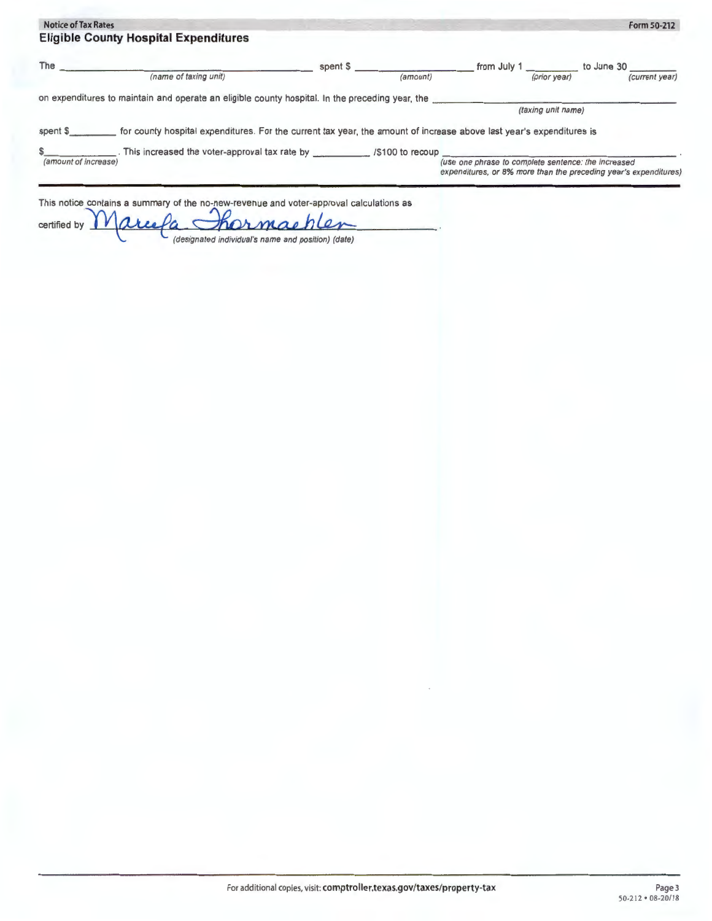## Eligible County Hospital Expenditures

The ______________________________ spent $ ______________ from July 1 ________ to June 30 ________
(name of taxing unit) (amount) (prior year) (current year)

on expenditures to maintain and operate an eligible county hospital. In the preceding year, the ______________________________
(taxing unit name)

spent $________ for county hospital expenditures. For the current tax year, the amount of increase above last year's expenditures is

$____________. This increased the voter-approval tax rate by __________ /$100 to recoup ______________________________ .
(amount of increase) (use one phrase to complete sentence: the increased expenditures, or 8% more than the preceding year's expenditures)

---

This notice contains a summary of the no-new-revenue and voter-approval calculations as

certified by Marcela Thormaehler ______________________________.
(designated individual's name and position) (date)

For additional copies, visit: **comptroller.texas.gov/taxes/property-tax**

50-212 • 08-20/18